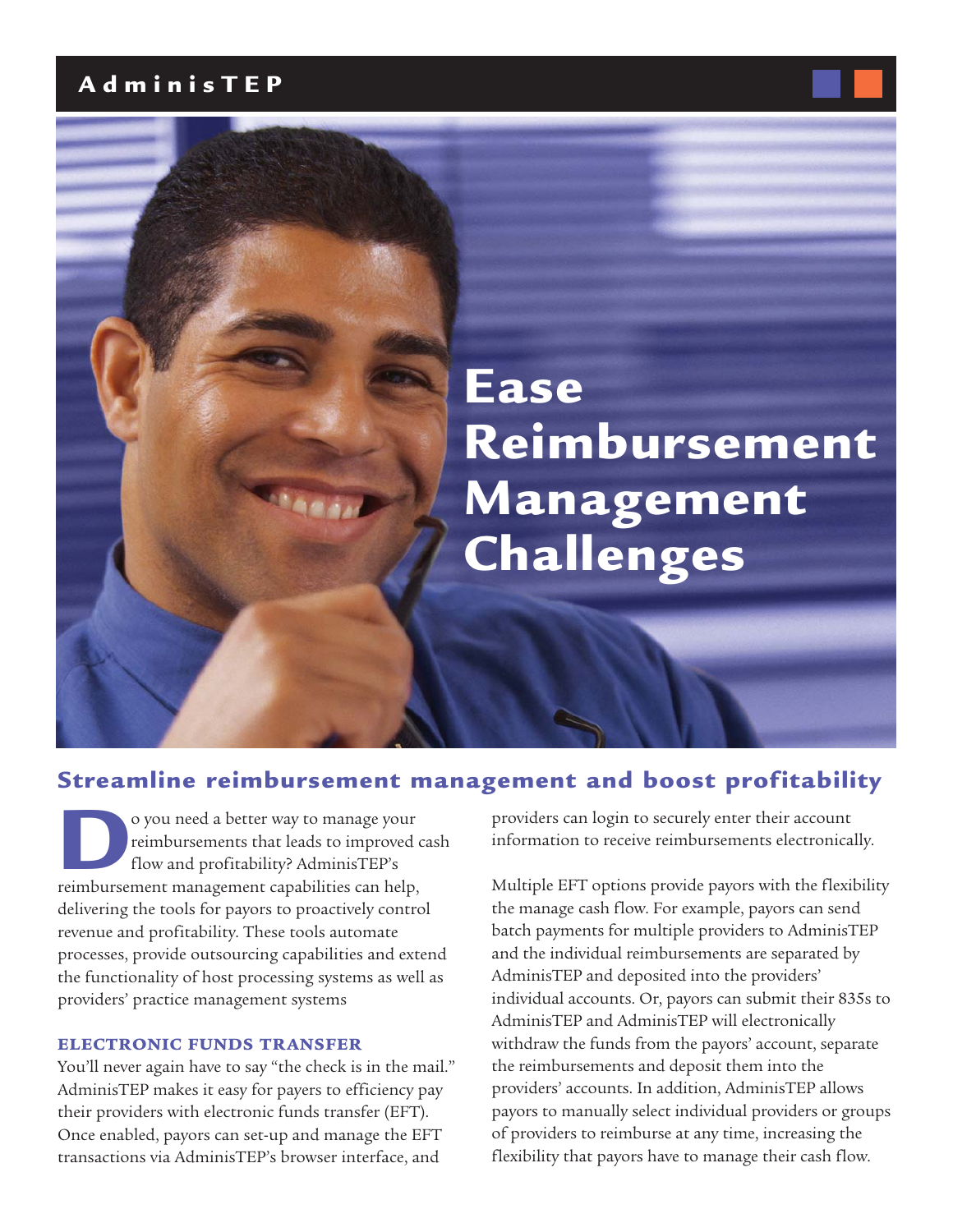# Ease Reimbursement Management Challenges

## Streamline reimbursement management and boost profitability

Do you need a better way to manage your reimbursements that leads to improved cash flow and profitability? AdminisTEP's reimbursement management capabilities can help, delivering the tools for payors to proactively control revenue and profitability. These tools automate processes, provide outsourcing capabilities and extend the functionality of host processing systems as well as providers' practice management systems

### ELECTRONIC FUNDS TRANSFER

You'll never again have to say "the check is in the mail." AdminisTEP makes it easy for payers to efficiency pay their providers with electronic funds transfer (EFT). Once enabled, payors can set-up and manage the EFT transactions via AdminisTEP's browser interface, and providers can login to securely enter their account information to receive reimbursements electronically.

Multiple EFT options provide payors with the flexibility the manage cash flow. For example, payors can send batch payments for multiple providers to AdminisTEP and the individual reimbursements are separated by AdminisTEP and deposited into the providers' individual accounts. Or, payors can submit their 835s to AdminisTEP and AdminisTEP will electronically withdraw the funds from the payors' account, separate the reimbursements and deposit them into the providers' accounts. In addition, AdminisTEP allows payors to manually select individual providers or groups of providers to reimburse at any time, increasing the flexibility that payors have to manage their cash flow.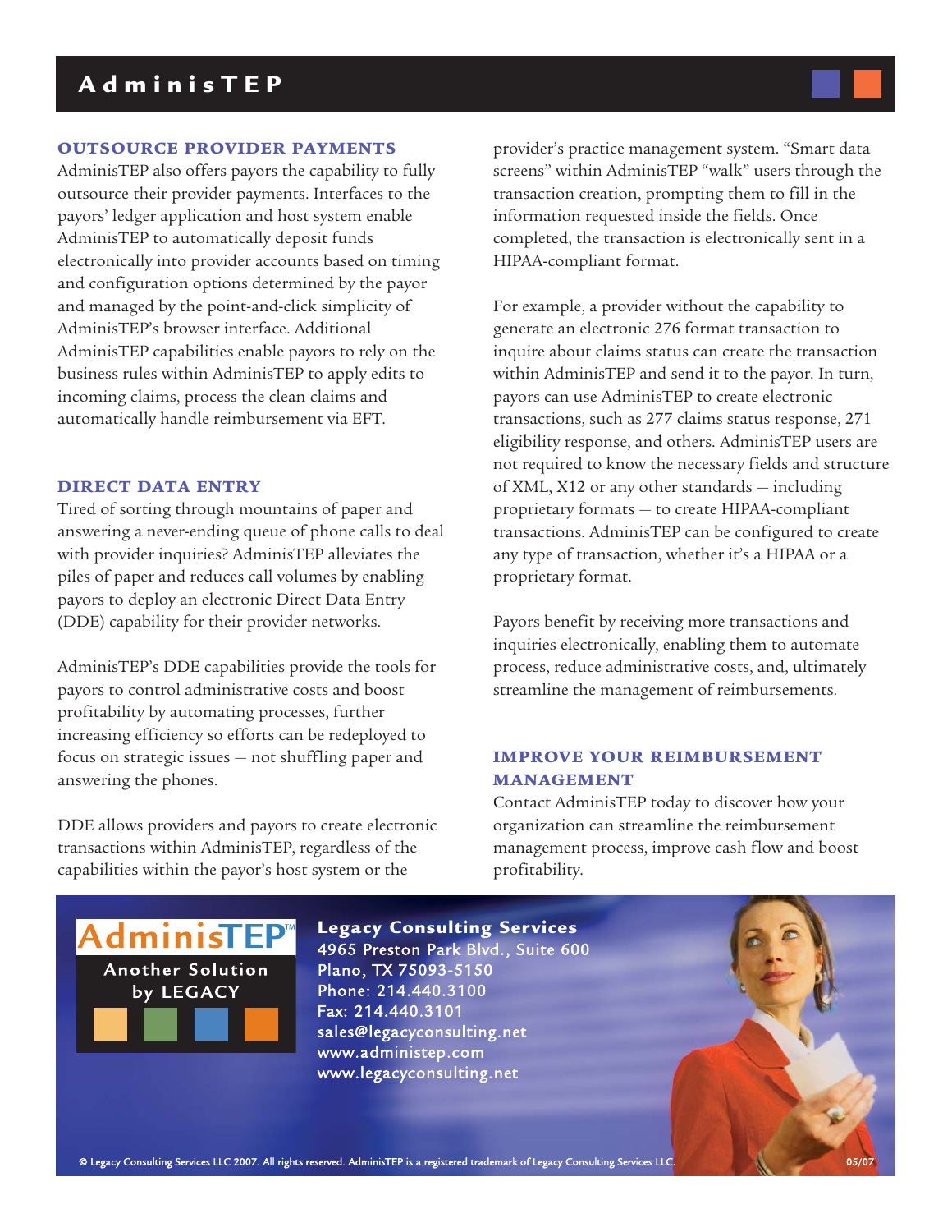## OUTSOURCE PROVIDER PAYMENTS

AdminisTEP also offers payors the capability to fully outsource their provider payments. Interfaces to the payors' ledger application and host system enable AdminisTEP to automatically deposit funds electronically into provider accounts based on timing and configuration options determined by the payor and managed by the point-and-click simplicity of AdminisTEP's browser interface. Additional AdminisTEP capabilities enable payors to rely on the business rules within AdminisTEP to apply edits to incoming claims, process the clean claims and automatically handle reimbursement via EFT.

## DIRECT DATA ENTRY

Tired of sorting through mountains of paper and answering a never-ending queue of phone calls to deal with provider inquiries? AdminisTEP alleviates the piles of paper and reduces call volumes by enabling payors to deploy an electronic Direct Data Entry (DDE) capability for their provider networks.

AdminisTEP's DDE capabilities provide the tools for payors to control administrative costs and boost profitability by automating processes, further increasing efficiency so efforts can be redeployed to focus on strategic issues – not shuffling paper and answering the phones.

DDE allows providers and payors to create electronic transactions within AdminisTEP, regardless of the capabilities within the payor's host system or the provider's practice management system. "Smart data screens" within AdminisTEP "walk" users through the transaction creation, prompting them to fill in the information requested inside the fields. Once completed, the transaction is electronically sent in a HIPAA-compliant format.

For example, a provider without the capability to generate an electronic 276 format transaction to inquire about claims status can create the transaction within AdminisTEP and send it to the payor. In turn, payors can use AdminisTEP to create electronic transactions, such as 277 claims status response, 271 eligibility response, and others. AdminisTEP users are not required to know the necessary fields and structure of XML, X12 or any other standards – including proprietary formats – to create HIPAA-compliant transactions. AdminisTEP can be configured to create any type of transaction, whether it's a HIPAA or a proprietary format.

Payors benefit by receiving more transactions and inquiries electronically, enabling them to automate process, reduce administrative costs, and, ultimately streamline the management of reimbursements.

## IMPROVE YOUR REIMBURSEMENT MANAGEMENT

Contact AdminisTEP today to discover how your organization can streamline the reimbursement management process, improve cash flow and boost profitability.

AdminisTEP™
Another Solution by LEGACY

**Legacy Consulting Services**
4965 Preston Park Blvd., Suite 600
Plano, TX 75093-5150
Phone: 214.440.3100
Fax: 214.440.3101
sales@legacyconsulting.net
www.administep.com
www.legacyconsulting.net

© Legacy Consulting Services LLC 2007. All rights reserved. AdminisTEP is a registered trademark of Legacy Consulting Services LLC. 05/07